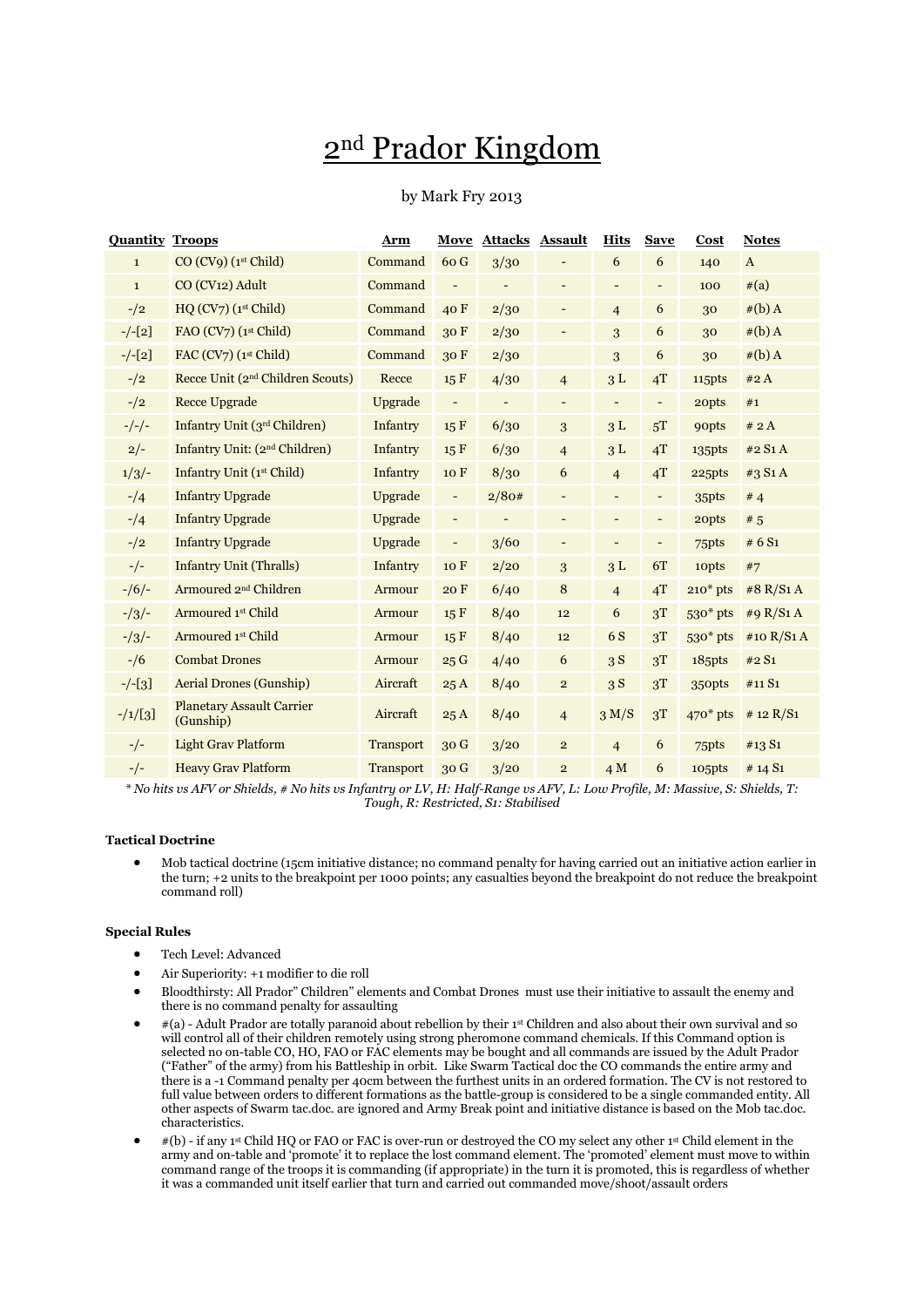# 2nd Prador Kingdom

by Mark Fry 2013

| Quantity | Troops | Arm | Move | Attacks | Assault | Hits | Save | Cost | Notes |
|---|---|---|---|---|---|---|---|---|---|
| 1 | CO (CV9) (1st Child) | Command | 60 G | 3/30 | - | 6 | 6 | 140 | A |
| 1 | CO (CV12) Adult | Command | - | - | - | - | - | 100 | #(a) |
| -/2 | HQ (CV7) (1st Child) | Command | 40 F | 2/30 | - | 4 | 6 | 30 | #(b) A |
| -/-[2] | FAO (CV7) (1st Child) | Command | 30 F | 2/30 | - | 3 | 6 | 30 | #(b) A |
| -/-[2] | FAC (CV7) (1st Child) | Command | 30 F | 2/30 | | 3 | 6 | 30 | #(b) A |
| -/2 | Recce Unit (2nd Children Scouts) | Recce | 15 F | 4/30 | 4 | 3 L | 4T | 115pts | #2 A |
| -/2 | Recce Upgrade | Upgrade | - | - | - | - | - | 20pts | #1 |
| -/-/- | Infantry Unit (3rd Children) | Infantry | 15 F | 6/30 | 3 | 3 L | 5T | 90pts | # 2 A |
| 2/- | Infantry Unit: (2nd Children) | Infantry | 15 F | 6/30 | 4 | 3 L | 4T | 135pts | #2 S1 A |
| 1/3/- | Infantry Unit (1st Child) | Infantry | 10 F | 8/30 | 6 | 4 | 4T | 225pts | #3 S1 A |
| -/4 | Infantry Upgrade | Upgrade | - | 2/80# | - | - | - | 35pts | # 4 |
| -/4 | Infantry Upgrade | Upgrade | - | - | - | - | - | 20pts | # 5 |
| -/2 | Infantry Upgrade | Upgrade | - | 3/60 | - | - | - | 75pts | # 6 S1 |
| -/- | Infantry Unit (Thralls) | Infantry | 10 F | 2/20 | 3 | 3 L | 6T | 10pts | #7 |
| -/6/- | Armoured 2nd Children | Armour | 20 F | 6/40 | 8 | 4 | 4T | 210* pts | #8 R/S1 A |
| -/3/- | Armoured 1st Child | Armour | 15 F | 8/40 | 12 | 6 | 3T | 530* pts | #9 R/S1 A |
| -/3/- | Armoured 1st Child | Armour | 15 F | 8/40 | 12 | 6 S | 3T | 530* pts | #10 R/S1 A |
| -/6 | Combat Drones | Armour | 25 G | 4/40 | 6 | 3 S | 3T | 185pts | #2 S1 |
| -/-[3] | Aerial Drones (Gunship) | Aircraft | 25 A | 8/40 | 2 | 3 S | 3T | 350pts | #11 S1 |
| -/1/[3] | Planetary Assault Carrier (Gunship) | Aircraft | 25 A | 8/40 | 4 | 3 M/S | 3T | 470* pts | # 12 R/S1 |
| -/- | Light Grav Platform | Transport | 30 G | 3/20 | 2 | 4 | 6 | 75pts | #13 S1 |
| -/- | Heavy Grav Platform | Transport | 30 G | 3/20 | 2 | 4 M | 6 | 105pts | # 14 S1 |

*\* No hits vs AFV or Shields, # No hits vs Infantry or LV, H: Half-Range vs AFV, L: Low Profile, M: Massive, S: Shields, T: Tough, R: Restricted, S1: Stabilised*

**Tactical Doctrine**

- Mob tactical doctrine (15cm initiative distance; no command penalty for having carried out an initiative action earlier in the turn; +2 units to the breakpoint per 1000 points; any casualties beyond the breakpoint do not reduce the breakpoint command roll)

**Special Rules**

- Tech Level: Advanced
- Air Superiority: +1 modifier to die roll
- Bloodthirsty: All Prador" Children" elements and Combat Drones must use their initiative to assault the enemy and there is no command penalty for assaulting
- #(a) - Adult Prador are totally paranoid about rebellion by their 1st Children and also about their own survival and so will control all of their children remotely using strong pheromone command chemicals. If this Command option is selected no on-table CO, HO, FAO or FAC elements may be bought and all commands are issued by the Adult Prador ("Father" of the army) from his Battleship in orbit. Like Swarm Tactical doc the CO commands the entire army and there is a -1 Command penalty per 40cm between the furthest units in an ordered formation. The CV is not restored to full value between orders to different formations as the battle-group is considered to be a single commanded entity. All other aspects of Swarm tac.doc. are ignored and Army Break point and initiative distance is based on the Mob tac.doc. characteristics.
- #(b) - if any 1st Child HQ or FAO or FAC is over-run or destroyed the CO my select any other 1st Child element in the army and on-table and 'promote' it to replace the lost command element. The 'promoted' element must move to within command range of the troops it is commanding (if appropriate) in the turn it is promoted, this is regardless of whether it was a commanded unit itself earlier that turn and carried out commanded move/shoot/assault orders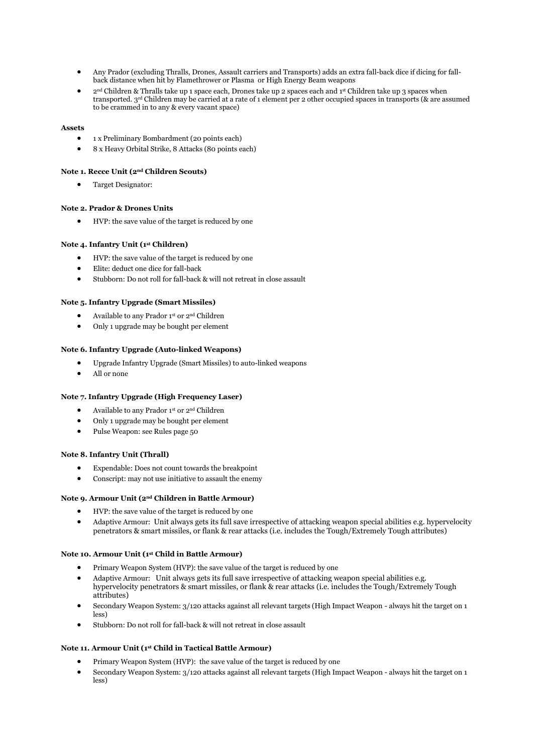- Any Prador (excluding Thralls, Drones, Assault carriers and Transports) adds an extra fall-back dice if dicing for fall-back distance when hit by Flamethrower or Plasma or High Energy Beam weapons
- 2nd Children & Thralls take up 1 space each, Drones take up 2 spaces each and 1st Children take up 3 spaces when transported. 3rd Children may be carried at a rate of 1 element per 2 other occupied spaces in transports (& are assumed to be crammed in to any & every vacant space)

**Assets**

- 1 x Preliminary Bombardment (20 points each)
- 8 x Heavy Orbital Strike, 8 Attacks (80 points each)

**Note 1. Recce Unit (2nd Children Scouts)**

- Target Designator:

**Note 2. Prador & Drones Units**

- HVP: the save value of the target is reduced by one

**Note 4. Infantry Unit (1st Children)**

- HVP: the save value of the target is reduced by one
- Elite: deduct one dice for fall-back
- Stubborn: Do not roll for fall-back & will not retreat in close assault

**Note 5. Infantry Upgrade (Smart Missiles)**

- Available to any Prador 1st or 2nd Children
- Only 1 upgrade may be bought per element

**Note 6. Infantry Upgrade (Auto-linked Weapons)**

- Upgrade Infantry Upgrade (Smart Missiles) to auto-linked weapons
- All or none

**Note 7. Infantry Upgrade (High Frequency Laser)**

- Available to any Prador 1st or 2nd Children
- Only 1 upgrade may be bought per element
- Pulse Weapon: see Rules page 50

**Note 8. Infantry Unit (Thrall)**

- Expendable: Does not count towards the breakpoint
- Conscript: may not use initiative to assault the enemy

**Note 9. Armour Unit (2nd Children in Battle Armour)**

- HVP: the save value of the target is reduced by one
- Adaptive Armour: Unit always gets its full save irrespective of attacking weapon special abilities e.g. hypervelocity penetrators & smart missiles, or flank & rear attacks (i.e. includes the Tough/Extremely Tough attributes)

**Note 10. Armour Unit (1st Child in Battle Armour)**

- Primary Weapon System (HVP): the save value of the target is reduced by one
- Adaptive Armour: Unit always gets its full save irrespective of attacking weapon special abilities e.g. hypervelocity penetrators & smart missiles, or flank & rear attacks (i.e. includes the Tough/Extremely Tough attributes)
- Secondary Weapon System: 3/120 attacks against all relevant targets (High Impact Weapon - always hit the target on 1 less)
- Stubborn: Do not roll for fall-back & will not retreat in close assault

**Note 11. Armour Unit (1st Child in Tactical Battle Armour)**

- Primary Weapon System (HVP): the save value of the target is reduced by one
- Secondary Weapon System: 3/120 attacks against all relevant targets (High Impact Weapon - always hit the target on 1 less)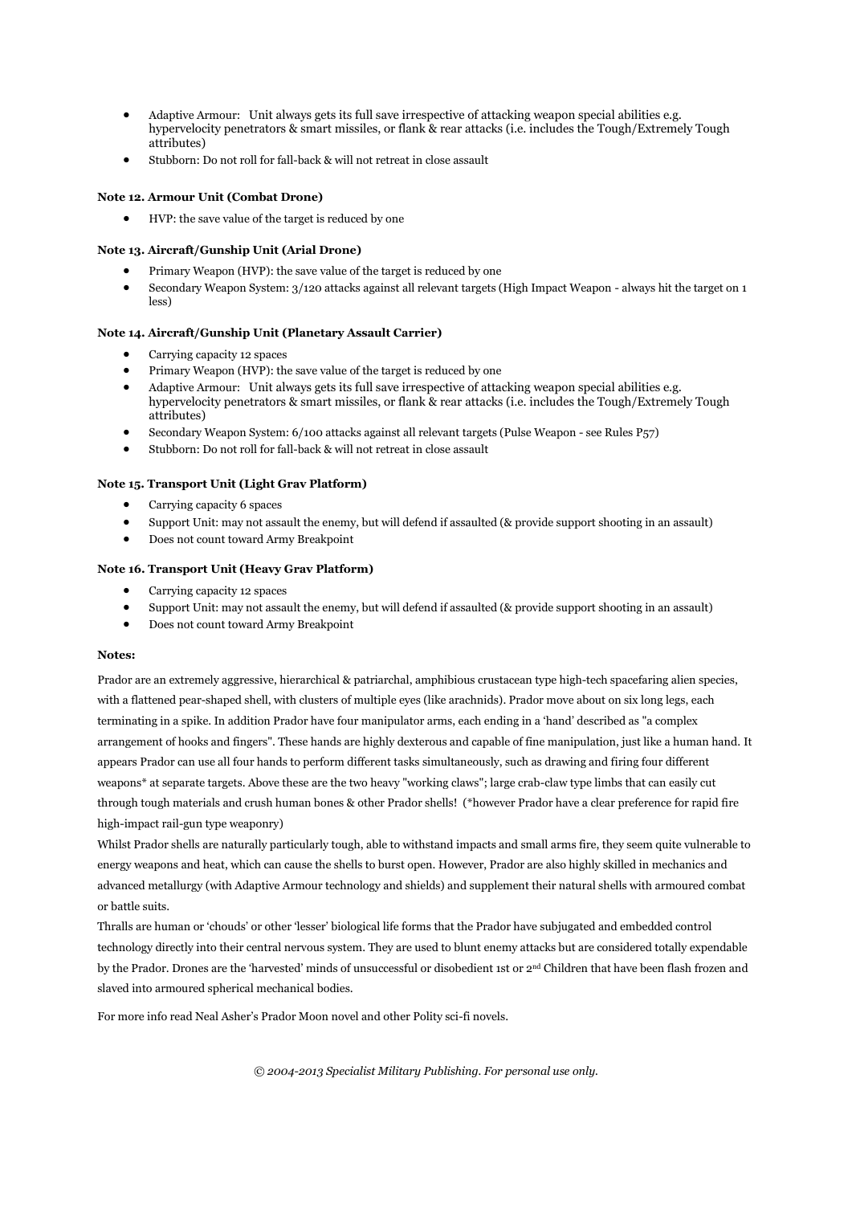- Adaptive Armour: Unit always gets its full save irrespective of attacking weapon special abilities e.g. hypervelocity penetrators & smart missiles, or flank & rear attacks (i.e. includes the Tough/Extremely Tough attributes)
- Stubborn: Do not roll for fall-back & will not retreat in close assault

**Note 12. Armour Unit (Combat Drone)**

- HVP: the save value of the target is reduced by one

**Note 13. Aircraft/Gunship Unit (Arial Drone)**

- Primary Weapon (HVP): the save value of the target is reduced by one
- Secondary Weapon System: 3/120 attacks against all relevant targets (High Impact Weapon - always hit the target on 1 less)

**Note 14. Aircraft/Gunship Unit (Planetary Assault Carrier)**

- Carrying capacity 12 spaces
- Primary Weapon (HVP): the save value of the target is reduced by one
- Adaptive Armour: Unit always gets its full save irrespective of attacking weapon special abilities e.g. hypervelocity penetrators & smart missiles, or flank & rear attacks (i.e. includes the Tough/Extremely Tough attributes)
- Secondary Weapon System: 6/100 attacks against all relevant targets (Pulse Weapon - see Rules P57)
- Stubborn: Do not roll for fall-back & will not retreat in close assault

**Note 15. Transport Unit (Light Grav Platform)**

- Carrying capacity 6 spaces
- Support Unit: may not assault the enemy, but will defend if assaulted (& provide support shooting in an assault)
- Does not count toward Army Breakpoint

**Note 16. Transport Unit (Heavy Grav Platform)**

- Carrying capacity 12 spaces
- Support Unit: may not assault the enemy, but will defend if assaulted (& provide support shooting in an assault)
- Does not count toward Army Breakpoint

**Notes:**

Prador are an extremely aggressive, hierarchical & patriarchal, amphibious crustacean type high-tech spacefaring alien species, with a flattened pear-shaped shell, with clusters of multiple eyes (like arachnids). Prador move about on six long legs, each terminating in a spike. In addition Prador have four manipulator arms, each ending in a 'hand' described as "a complex arrangement of hooks and fingers". These hands are highly dexterous and capable of fine manipulation, just like a human hand. It appears Prador can use all four hands to perform different tasks simultaneously, such as drawing and firing four different weapons* at separate targets. Above these are the two heavy "working claws"; large crab-claw type limbs that can easily cut through tough materials and crush human bones & other Prador shells! (*however Prador have a clear preference for rapid fire high-impact rail-gun type weaponry)

Whilst Prador shells are naturally particularly tough, able to withstand impacts and small arms fire, they seem quite vulnerable to energy weapons and heat, which can cause the shells to burst open. However, Prador are also highly skilled in mechanics and advanced metallurgy (with Adaptive Armour technology and shields) and supplement their natural shells with armoured combat or battle suits.

Thralls are human or 'chouds' or other 'lesser' biological life forms that the Prador have subjugated and embedded control technology directly into their central nervous system. They are used to blunt enemy attacks but are considered totally expendable by the Prador. Drones are the 'harvested' minds of unsuccessful or disobedient 1st or 2nd Children that have been flash frozen and slaved into armoured spherical mechanical bodies.

For more info read Neal Asher's Prador Moon novel and other Polity sci-fi novels.

*© 2004-2013 Specialist Military Publishing. For personal use only.*